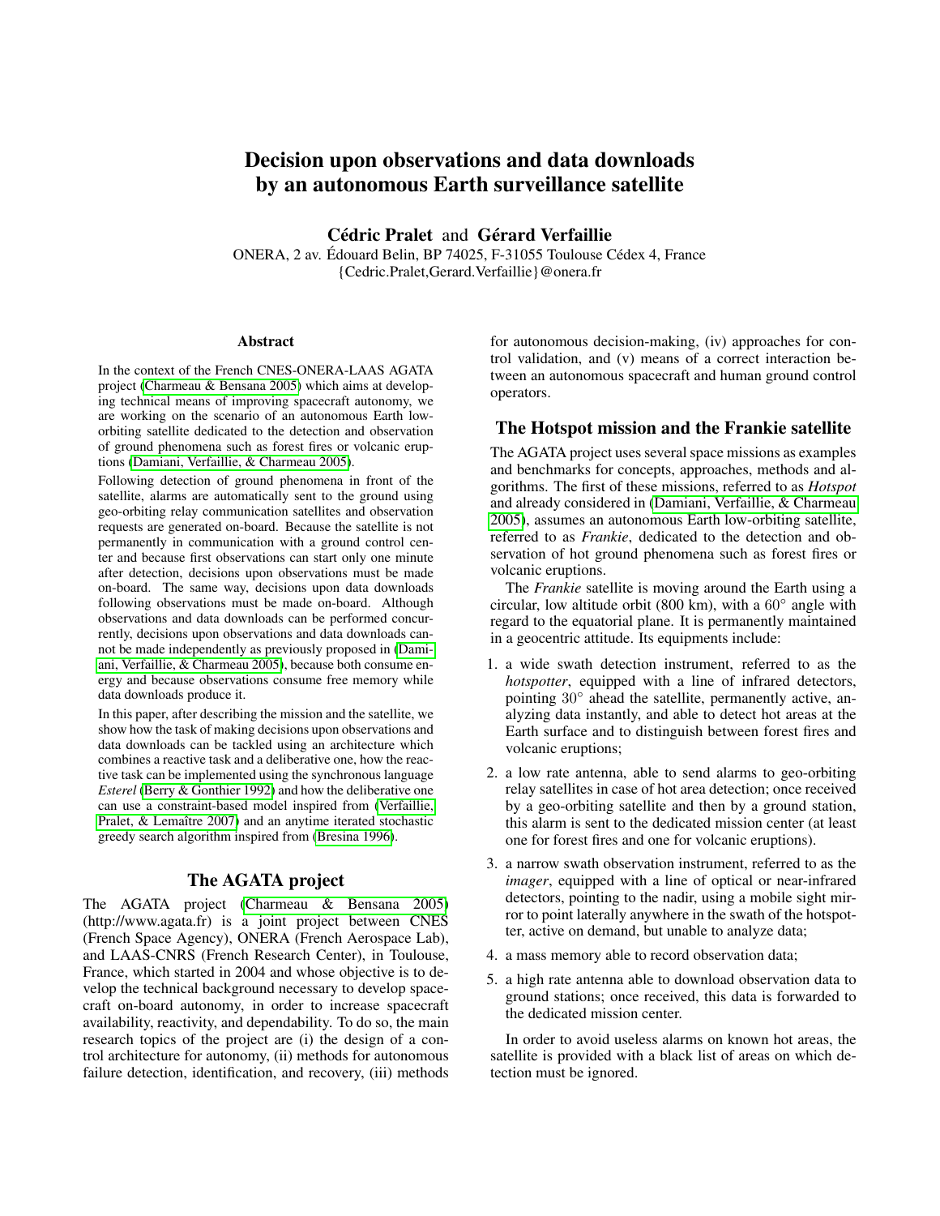# Decision upon observations and data downloads by an autonomous Earth surveillance satellite

**Cédric Pralet** and **Gérard Verfaillie**

ONERA, 2 av. Édouard Belin, BP 74025, F-31055 Toulouse Cédex 4, France
{Cedric.Pralet,Gerard.Verfaillie}@onera.fr

## Abstract

In the context of the French CNES-ONERA-LAAS AGATA project (Charmeau & Bensana 2005) which aims at developing technical means of improving spacecraft autonomy, we are working on the scenario of an autonomous Earth low-orbiting satellite dedicated to the detection and observation of ground phenomena such as forest fires or volcanic eruptions (Damiani, Verfaillie, & Charmeau 2005).

Following detection of ground phenomena in front of the satellite, alarms are automatically sent to the ground using geo-orbiting relay communication satellites and observation requests are generated on-board. Because the satellite is not permanently in communication with a ground control center and because first observations can start only one minute after detection, decisions upon observations must be made on-board. The same way, decisions upon data downloads following observations must be made on-board. Although observations and data downloads can be performed concurrently, decisions upon observations and data downloads cannot be made independently as previously proposed in (Damiani, Verfaillie, & Charmeau 2005), because both consume energy and because observations consume free memory while data downloads produce it.

In this paper, after describing the mission and the satellite, we show how the task of making decisions upon observations and data downloads can be tackled using an architecture which combines a reactive task and a deliberative one, how the reactive task can be implemented using the synchronous language *Esterel* (Berry & Gonthier 1992) and how the deliberative one can use a constraint-based model inspired from (Verfaillie, Pralet, & Lemaître 2007) and an anytime iterated stochastic greedy search algorithm inspired from (Bresina 1996).

## The AGATA project

The AGATA project (Charmeau & Bensana 2005) (http://www.agata.fr) is a joint project between CNES (French Space Agency), ONERA (French Aerospace Lab), and LAAS-CNRS (French Research Center), in Toulouse, France, which started in 2004 and whose objective is to develop the technical background necessary to develop spacecraft on-board autonomy, in order to increase spacecraft availability, reactivity, and dependability. To do so, the main research topics of the project are (i) the design of a control architecture for autonomy, (ii) methods for autonomous failure detection, identification, and recovery, (iii) methods for autonomous decision-making, (iv) approaches for control validation, and (v) means of a correct interaction between an autonomous spacecraft and human ground control operators.

## The Hotspot mission and the Frankie satellite

The AGATA project uses several space missions as examples and benchmarks for concepts, approaches, methods and algorithms. The first of these missions, referred to as *Hotspot* and already considered in (Damiani, Verfaillie, & Charmeau 2005), assumes an autonomous Earth low-orbiting satellite, referred to as *Frankie*, dedicated to the detection and observation of hot ground phenomena such as forest fires or volcanic eruptions.

The *Frankie* satellite is moving around the Earth using a circular, low altitude orbit (800 km), with a $60^\circ$ angle with regard to the equatorial plane. It is permanently maintained in a geocentric attitude. Its equipments include:

1. a wide swath detection instrument, referred to as the *hotspotter*, equipped with a line of infrared detectors, pointing $30^\circ$ ahead the satellite, permanently active, analyzing data instantly, and able to detect hot areas at the Earth surface and to distinguish between forest fires and volcanic eruptions;
2. a low rate antenna, able to send alarms to geo-orbiting relay satellites in case of hot area detection; once received by a geo-orbiting satellite and then by a ground station, this alarm is sent to the dedicated mission center (at least one for forest fires and one for volcanic eruptions).
3. a narrow swath observation instrument, referred to as the *imager*, equipped with a line of optical or near-infrared detectors, pointing to the nadir, using a mobile sight mirror to point laterally anywhere in the swath of the hotspotter, active on demand, but unable to analyze data;
4. a mass memory able to record observation data;
5. a high rate antenna able to download observation data to ground stations; once received, this data is forwarded to the dedicated mission center.

In order to avoid useless alarms on known hot areas, the satellite is provided with a black list of areas on which detection must be ignored.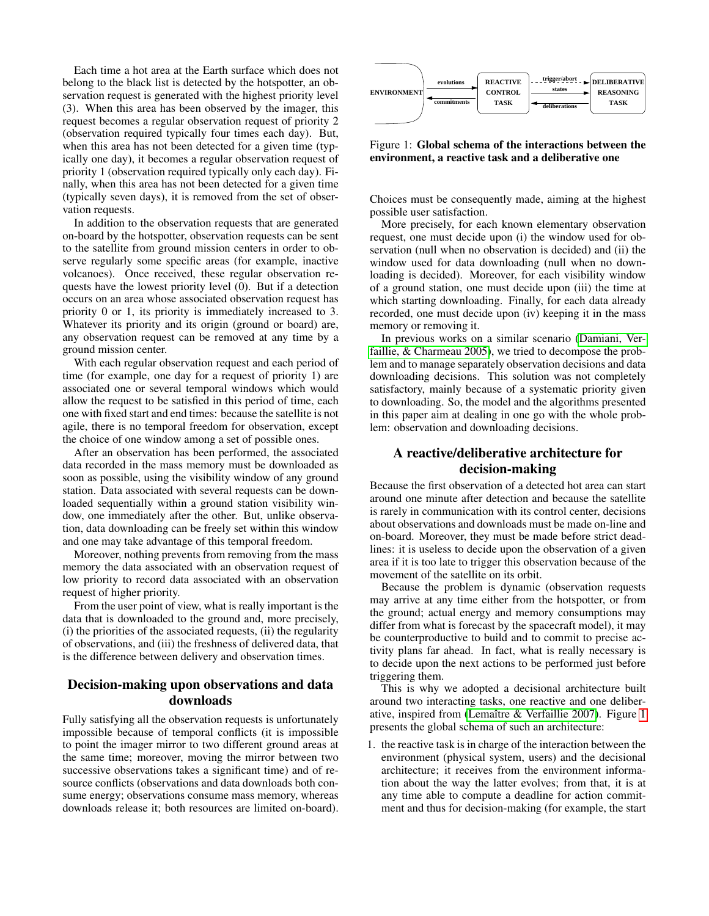Each time a hot area at the Earth surface which does not belong to the black list is detected by the hotspotter, an observation request is generated with the highest priority level (3). When this area has been observed by the imager, this request becomes a regular observation request of priority 2 (observation required typically four times each day). But, when this area has not been detected for a given time (typically one day), it becomes a regular observation request of priority 1 (observation required typically only each day). Finally, when this area has not been detected for a given time (typically seven days), it is removed from the set of observation requests.

In addition to the observation requests that are generated on-board by the hotspotter, observation requests can be sent to the satellite from ground mission centers in order to observe regularly some specific areas (for example, inactive volcanoes). Once received, these regular observation requests have the lowest priority level (0). But if a detection occurs on an area whose associated observation request has priority 0 or 1, its priority is immediately increased to 3. Whatever its priority and its origin (ground or board) are, any observation request can be removed at any time by a ground mission center.

With each regular observation request and each period of time (for example, one day for a request of priority 1) are associated one or several temporal windows which would allow the request to be satisfied in this period of time, each one with fixed start and end times: because the satellite is not agile, there is no temporal freedom for observation, except the choice of one window among a set of possible ones.

After an observation has been performed, the associated data recorded in the mass memory must be downloaded as soon as possible, using the visibility window of any ground station. Data associated with several requests can be downloaded sequentially within a ground station visibility window, one immediately after the other. But, unlike observation, data downloading can be freely set within this window and one may take advantage of this temporal freedom.

Moreover, nothing prevents from removing from the mass memory the data associated with an observation request of low priority to record data associated with an observation request of higher priority.

From the user point of view, what is really important is the data that is downloaded to the ground and, more precisely, (i) the priorities of the associated requests, (ii) the regularity of observations, and (iii) the freshness of delivered data, that is the difference between delivery and observation times.

## Decision-making upon observations and data downloads

Fully satisfying all the observation requests is unfortunately impossible because of temporal conflicts (it is impossible to point the imager mirror to two different ground areas at the same time; moreover, moving the mirror between two successive observations takes a significant time) and of resource conflicts (observations and data downloads both consume energy; observations consume mass memory, whereas downloads release it; both resources are limited on-board). Choices must be consequently made, aiming at the highest possible user satisfaction.

More precisely, for each known elementary observation request, one must decide upon (i) the window used for observation (null when no observation is decided) and (ii) the window used for data downloading (null when no downloading is decided). Moreover, for each visibility window of a ground station, one must decide upon (iii) the time at which starting downloading. Finally, for each data already recorded, one must decide upon (iv) keeping it in the mass memory or removing it.

In previous works on a similar scenario (Damiani, Verfaillie, & Charmeau 2005), we tried to decompose the problem and to manage separately observation decisions and data downloading decisions. This solution was not completely satisfactory, mainly because of a systematic priority given to downloading. So, the model and the algorithms presented in this paper aim at dealing in one go with the whole problem: observation and downloading decisions.

## A reactive/deliberative architecture for decision-making

Because the first observation of a detected hot area can start around one minute after detection and because the satellite is rarely in communication with its control center, decisions about observations and downloads must be made on-line and on-board. Moreover, they must be made before strict deadlines: it is useless to decide upon the observation of a given area if it is too late to trigger this observation because of the movement of the satellite on its orbit.

Because the problem is dynamic (observation requests may arrive at any time either from the hotspotter, or from the ground; actual energy and memory consumptions may differ from what is forecast by the spacecraft model), it may be counterproductive to build and to commit to precise activity plans far ahead. In fact, what is really necessary is to decide upon the next actions to be performed just before triggering them.

This is why we adopted a decisional architecture built around two interacting tasks, one reactive and one deliberative, inspired from (Lemaître & Verfaillie 2007). Figure 1 presents the global schema of such an architecture:

ENVIRONMENT — evolutions → REACTIVE CONTROL TASK; REACTIVE CONTROL TASK — commitments → ENVIRONMENT; REACTIVE CONTROL TASK — trigger/abort, states → DELIBERATIVE REASONING TASK; DELIBERATIVE REASONING TASK — deliberations → REACTIVE CONTROL TASK

Figure 1: **Global schema of the interactions between the environment, a reactive task and a deliberative one**

1. the reactive task is in charge of the interaction between the environment (physical system, users) and the decisional architecture; it receives from the environment information about the way the latter evolves; from that, it is at any time able to compute a deadline for action commitment and thus for decision-making (for example, the start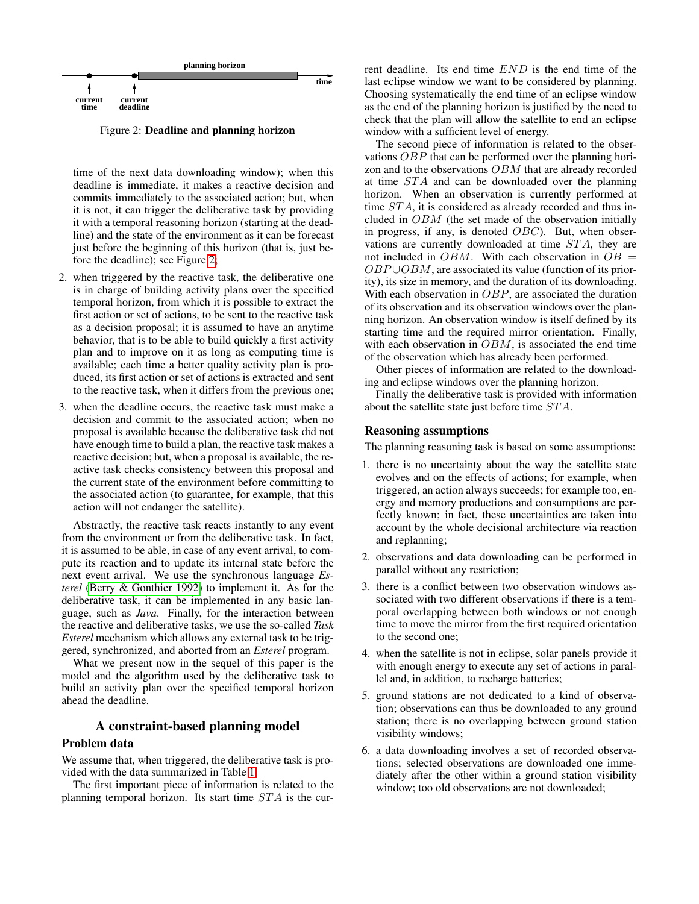Figure 2: **Deadline and planning horizon**

time of the next data downloading window); when this deadline is immediate, it makes a reactive decision and commits immediately to the associated action; but, when it is not, it can trigger the deliberative task by providing it with a temporal reasoning horizon (starting at the deadline) and the state of the environment as it can be forecast just before the beginning of this horizon (that is, just before the deadline); see Figure 2;

2. when triggered by the reactive task, the deliberative one is in charge of building activity plans over the specified temporal horizon, from which it is possible to extract the first action or set of actions, to be sent to the reactive task as a decision proposal; it is assumed to have an anytime behavior, that is to be able to build quickly a first activity plan and to improve on it as long as computing time is available; each time a better quality activity plan is produced, its first action or set of actions is extracted and sent to the reactive task, when it differs from the previous one;
3. when the deadline occurs, the reactive task must make a decision and commit to the associated action; when no proposal is available because the deliberative task did not have enough time to build a plan, the reactive task makes a reactive decision; but, when a proposal is available, the reactive task checks consistency between this proposal and the current state of the environment before committing to the associated action (to guarantee, for example, that this action will not endanger the satellite).

Abstractly, the reactive task reacts instantly to any event from the environment or from the deliberative task. In fact, it is assumed to be able, in case of any event arrival, to compute its reaction and to update its internal state before the next event arrival. We use the synchronous language *Esterel* (Berry & Gonthier 1992) to implement it. As for the deliberative task, it can be implemented in any basic language, such as *Java*. Finally, for the interaction between the reactive and deliberative tasks, we use the so-called *Task Esterel* mechanism which allows any external task to be triggered, synchronized, and aborted from an *Esterel* program.

What we present now in the sequel of this paper is the model and the algorithm used by the deliberative task to build an activity plan over the specified temporal horizon ahead the deadline.

## A constraint-based planning model

### Problem data

We assume that, when triggered, the deliberative task is provided with the data summarized in Table 1.

The first important piece of information is related to the planning temporal horizon. Its start time $STA$ is the current deadline. Its end time $END$ is the end time of the last eclipse window we want to be considered by planning. Choosing systematically the end time of an eclipse window as the end of the planning horizon is justified by the need to check that the plan will allow the satellite to end an eclipse window with a sufficient level of energy.

The second piece of information is related to the observations $OBP$ that can be performed over the planning horizon and to the observations $OBM$ that are already recorded at time $STA$ and can be downloaded over the planning horizon. When an observation is currently performed at time $STA$, it is considered as already recorded and thus included in $OBM$ (the set made of the observation initially in progress, if any, is denoted $OBC$). But, when observations are currently downloaded at time $STA$, they are not included in $OBM$. With each observation in $OB = OBP \cup OBM$, are associated its value (function of its priority), its size in memory, and the duration of its downloading. With each observation in $OBP$, are associated the duration of its observation and its observation windows over the planning horizon. An observation window is itself defined by its starting time and the required mirror orientation. Finally, with each observation in $OBM$, is associated the end time of the observation which has already been performed.

Other pieces of information are related to the downloading and eclipse windows over the planning horizon.

Finally the deliberative task is provided with information about the satellite state just before time $STA$.

### Reasoning assumptions

The planning reasoning task is based on some assumptions:

1. there is no uncertainty about the way the satellite state evolves and on the effects of actions; for example, when triggered, an action always succeeds; for example too, energy and memory productions and consumptions are perfectly known; in fact, these uncertainties are taken into account by the whole decisional architecture via reaction and replanning;
2. observations and data downloading can be performed in parallel without any restriction;
3. there is a conflict between two observation windows associated with two different observations if there is a temporal overlapping between both windows or not enough time to move the mirror from the first required orientation to the second one;
4. when the satellite is not in eclipse, solar panels provide it with enough energy to execute any set of actions in parallel and, in addition, to recharge batteries;
5. ground stations are not dedicated to a kind of observation; observations can thus be downloaded to any ground station; there is no overlapping between ground station visibility windows;
6. a data downloading involves a set of recorded observations; selected observations are downloaded one immediately after the other within a ground station visibility window; too old observations are not downloaded;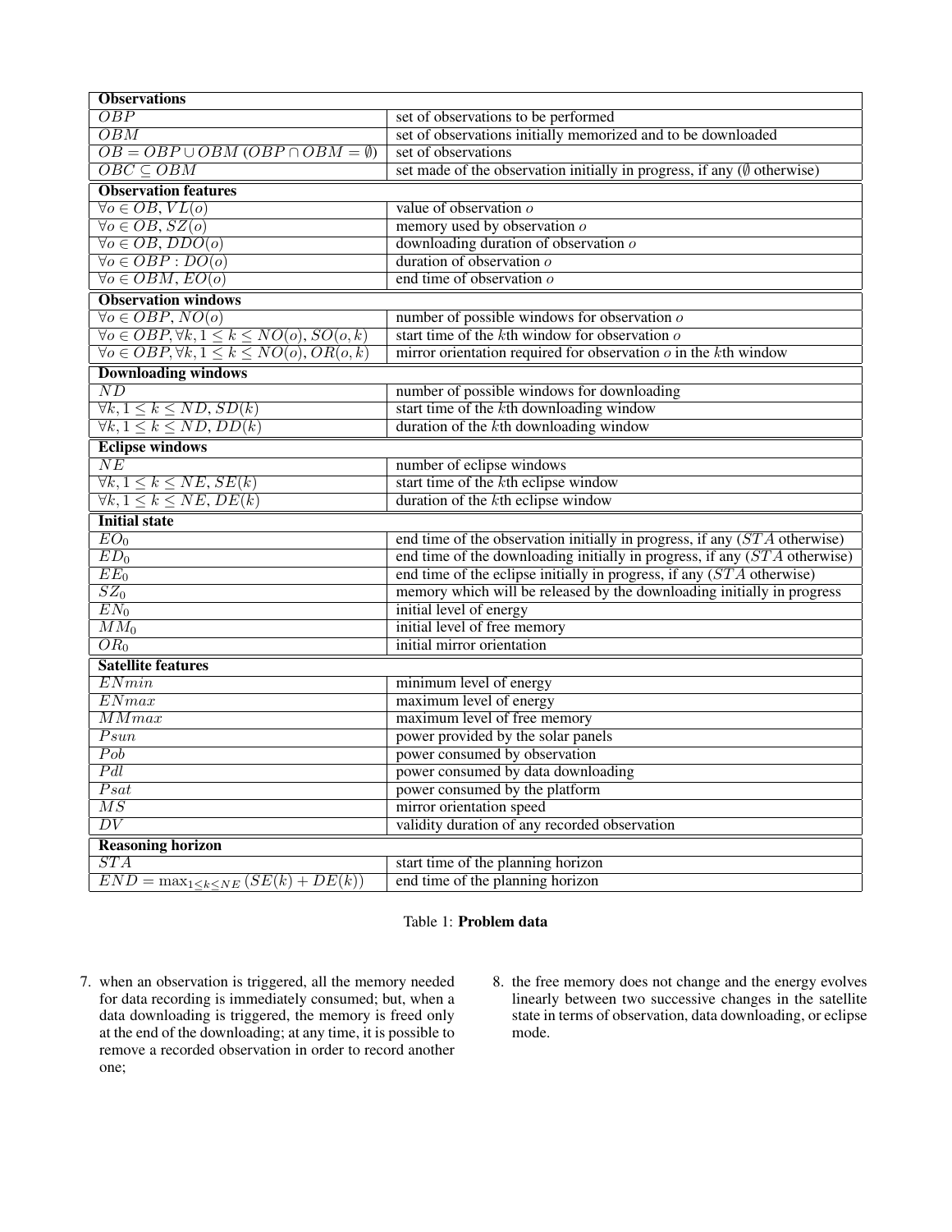| **Observations** | |
|---|---|
| $OBP$ | set of observations to be performed |
| $OBM$ | set of observations initially memorized and to be downloaded |
| $OB = OBP \cup OBM$ ($OBP \cap OBM = \emptyset$) | set of observations |
| $OBC \subseteq OBM$ | set made of the observation initially in progress, if any ($\emptyset$ otherwise) |
| **Observation features** | |
| $\forall o \in OB, VL(o)$ | value of observation $o$ |
| $\forall o \in OB, SZ(o)$ | memory used by observation $o$ |
| $\forall o \in OB, DDO(o)$ | downloading duration of observation $o$ |
| $\forall o \in OBP : DO(o)$ | duration of observation $o$ |
| $\forall o \in OBM, EO(o)$ | end time of observation $o$ |
| **Observation windows** | |
| $\forall o \in OBP, NO(o)$ | number of possible windows for observation $o$ |
| $\forall o \in OBP, \forall k, 1 \leq k \leq NO(o), SO(o,k)$ | start time of the $k$th window for observation $o$ |
| $\forall o \in OBP, \forall k, 1 \leq k \leq NO(o), OR(o,k)$ | mirror orientation required for observation $o$ in the $k$th window |
| **Downloading windows** | |
| $ND$ | number of possible windows for downloading |
| $\forall k, 1 \leq k \leq ND, SD(k)$ | start time of the $k$th downloading window |
| $\forall k, 1 \leq k \leq ND, DD(k)$ | duration of the $k$th downloading window |
| **Eclipse windows** | |
| $NE$ | number of eclipse windows |
| $\forall k, 1 \leq k \leq NE, SE(k)$ | start time of the $k$th eclipse window |
| $\forall k, 1 \leq k \leq NE, DE(k)$ | duration of the $k$th eclipse window |
| **Initial state** | |
| $EO_0$ | end time of the observation initially in progress, if any ($STA$ otherwise) |
| $ED_0$ | end time of the downloading initially in progress, if any ($STA$ otherwise) |
| $EE_0$ | end time of the eclipse initially in progress, if any ($STA$ otherwise) |
| $SZ_0$ | memory which will be released by the downloading initially in progress |
| $EN_0$ | initial level of energy |
| $MM_0$ | initial level of free memory |
| $OR_0$ | initial mirror orientation |
| **Satellite features** | |
| $ENmin$ | minimum level of energy |
| $ENmax$ | maximum level of energy |
| $MMmax$ | maximum level of free memory |
| $Psun$ | power provided by the solar panels |
| $Pob$ | power consumed by observation |
| $Pdl$ | power consumed by data downloading |
| $Psat$ | power consumed by the platform |
| $MS$ | mirror orientation speed |
| $DV$ | validity duration of any recorded observation |
| **Reasoning horizon** | |
| $STA$ | start time of the planning horizon |
| $END = \max_{1 \leq k \leq NE} (SE(k) + DE(k))$ | end time of the planning horizon |

Table 1: **Problem data**

7. when an observation is triggered, all the memory needed for data recording is immediately consumed; but, when a data downloading is triggered, the memory is freed only at the end of the downloading; at any time, it is possible to remove a recorded observation in order to record another one;

8. the free memory does not change and the energy evolves linearly between two successive changes in the satellite state in terms of observation, data downloading, or eclipse mode.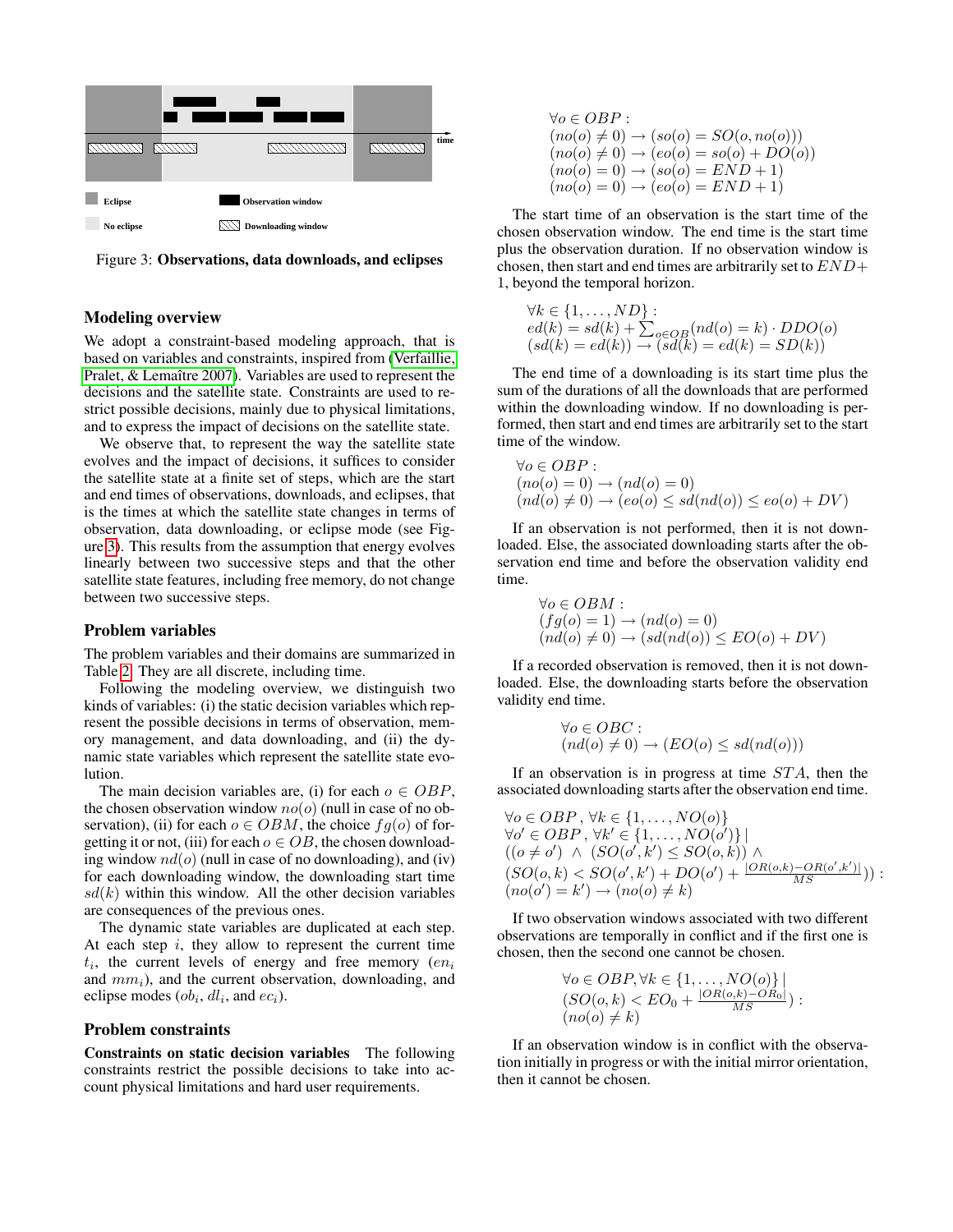Figure 3: **Observations, data downloads, and eclipses**

### Modeling overview

We adopt a constraint-based modeling approach, that is based on variables and constraints, inspired from (Verfaillie, Pralet, & Lemaître 2007). Variables are used to represent the decisions and the satellite state. Constraints are used to restrict possible decisions, mainly due to physical limitations, and to express the impact of decisions on the satellite state.

We observe that, to represent the way the satellite state evolves and the impact of decisions, it suffices to consider the satellite state at a finite set of steps, which are the start and end times of observations, downloads, and eclipses, that is the times at which the satellite state changes in terms of observation, data downloading, or eclipse mode (see Figure 3). This results from the assumption that energy evolves linearly between two successive steps and that the other satellite state features, including free memory, do not change between two successive steps.

### Problem variables

The problem variables and their domains are summarized in Table 2. They are all discrete, including time.

Following the modeling overview, we distinguish two kinds of variables: (i) the static decision variables which represent the possible decisions in terms of observation, memory management, and data downloading, and (ii) the dynamic state variables which represent the satellite state evolution.

The main decision variables are, (i) for each $o \in OBP$, the chosen observation window $no(o)$ (null in case of no observation), (ii) for each $o \in OBM$, the choice $fg(o)$ of forgetting it or not, (iii) for each $o \in OB$, the chosen downloading window $nd(o)$ (null in case of no downloading), and (iv) for each downloading window, the downloading start time $sd(k)$ within this window. All the other decision variables are consequences of the previous ones.

The dynamic state variables are duplicated at each step. At each step $i$, they allow to represent the current time $t_i$, the current levels of energy and free memory ($en_i$ and $mm_i$), and the current observation, downloading, and eclipse modes ($ob_i$, $dl_i$, and $ec_i$).

### Problem constraints

**Constraints on static decision variables** The following constraints restrict the possible decisions to take into account physical limitations and hard user requirements.

$$
\begin{array}{l}
\forall o \in OBP: \\
(no(o) \neq 0) \rightarrow (so(o) = SO(o, no(o))) \\
(no(o) \neq 0) \rightarrow (eo(o) = so(o) + DO(o)) \\
(no(o) = 0) \rightarrow (so(o) = END + 1) \\
(no(o) = 0) \rightarrow (eo(o) = END + 1)
\end{array}
$$

The start time of an observation is the start time of the chosen observation window. The end time is the start time plus the observation duration. If no observation window is chosen, then start and end times are arbitrarily set to $END+1$, beyond the temporal horizon.

$$
\begin{array}{l}
\forall k \in \{1, \ldots, ND\}: \\
ed(k) = sd(k) + \sum_{o \in OB} (nd(o) = k) \cdot DDO(o) \\
(sd(k) = ed(k)) \rightarrow (sd(k) = ed(k) = SD(k))
\end{array}
$$

The end time of a downloading is its start time plus the sum of the durations of all the downloads that are performed within the downloading window. If no downloading is performed, then start and end times are arbitrarily set to the start time of the window.

$$
\begin{array}{l}
\forall o \in OBP: \\
(no(o) = 0) \rightarrow (nd(o) = 0) \\
(nd(o) \neq 0) \rightarrow (eo(o) \leq sd(nd(o)) \leq eo(o) + DV)
\end{array}
$$

If an observation is not performed, then it is not downloaded. Else, the associated downloading starts after the observation end time and before the observation validity end time.

$$
\begin{array}{l}
\forall o \in OBM: \\
(fg(o) = 1) \rightarrow (nd(o) = 0) \\
(nd(o) \neq 0) \rightarrow (sd(nd(o)) \leq EO(o) + DV)
\end{array}
$$

If a recorded observation is removed, then it is not downloaded. Else, the downloading starts before the observation validity end time.

$$
\begin{array}{l}
\forall o \in OBC: \\
(nd(o) \neq 0) \rightarrow (EO(o) \leq sd(nd(o)))
\end{array}
$$

If an observation is in progress at time $STA$, then the associated downloading starts after the observation end time.

$$
\begin{array}{l}
\forall o \in OBP,\ \forall k \in \{1, \ldots, NO(o)\} \\
\forall o' \in OBP,\ \forall k' \in \{1, \ldots, NO(o')\} \mid \\
((o \neq o') \ \wedge \ (SO(o', k') \leq SO(o, k)) \ \wedge \\
(SO(o, k) < SO(o', k') + DO(o') + \frac{|OR(o,k) - OR(o',k')|}{MS})): \\
(no(o') = k') \rightarrow (no(o) \neq k)
\end{array}
$$

If two observation windows associated with two different observations are temporally in conflict and if the first one is chosen, then the second one cannot be chosen.

$$
\begin{array}{l}
\forall o \in OBP, \forall k \in \{1, \ldots, NO(o)\} \mid \\
(SO(o, k) < EO_0 + \frac{|OR(o,k) - OR_0|}{MS}): \\
(no(o) \neq k)
\end{array}
$$

If an observation window is in conflict with the observation initially in progress or with the initial mirror orientation, then it cannot be chosen.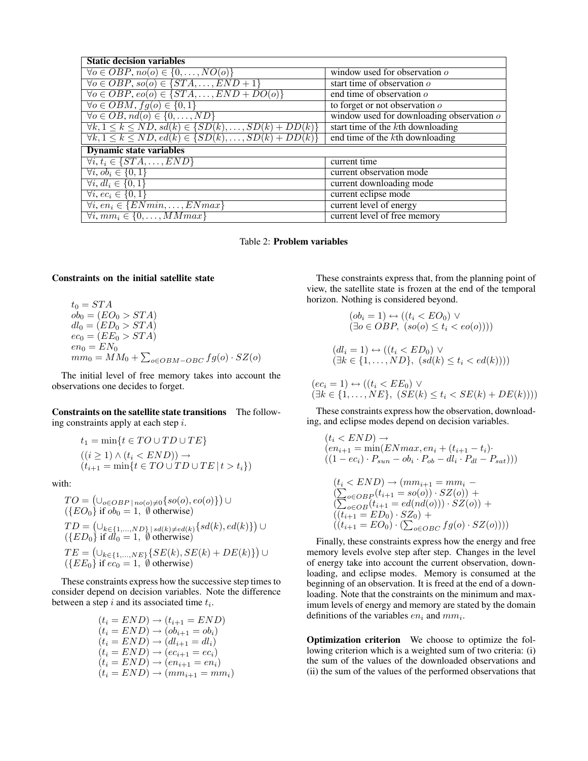| **Static decision variables** | |
|---|---|
| $\forall o \in OBP, no(o) \in \{0, \ldots, NO(o)\}$ | window used for observation $o$ |
| $\forall o \in OBP, so(o) \in \{STA, \ldots, END + 1\}$ | start time of observation $o$ |
| $\forall o \in OBP, eo(o) \in \{STA, \ldots, END + DO(o)\}$ | end time of observation $o$ |
| $\forall o \in OBM, fg(o) \in \{0, 1\}$ | to forget or not observation $o$ |
| $\forall o \in OB, nd(o) \in \{0, \ldots, ND\}$ | window used for downloading observation $o$ |
| $\forall k, 1 \leq k \leq ND, sd(k) \in \{SD(k), \ldots, SD(k) + DD(k)\}$ | start time of the $k$th downloading |
| $\forall k, 1 \leq k \leq ND, ed(k) \in \{SD(k), \ldots, SD(k) + DD(k)\}$ | end time of the $k$th downloading |
| **Dynamic state variables** | |
| $\forall i, t_i \in \{STA, \ldots, END\}$ | current time |
| $\forall i, ob_i \in \{0, 1\}$ | current observation mode |
| $\forall i, dl_i \in \{0, 1\}$ | current downloading mode |
| $\forall i, ec_i \in \{0, 1\}$ | current eclipse mode |
| $\forall i, en_i \in \{ENmin, \ldots, ENmax\}$ | current level of energy |
| $\forall i, mm_i \in \{0, \ldots, MMmax\}$ | current level of free memory |

Table 2: **Problem variables**

**Constraints on the initial satellite state**

$$
\begin{aligned}
&t_0 = STA \\
&ob_0 = (EO_0 > STA) \\
&dl_0 = (ED_0 > STA) \\
&ec_0 = (EE_0 > STA) \\
&en_0 = EN_0 \\
&mm_0 = MM_0 + \textstyle\sum_{o \in OBM-OBC} fg(o) \cdot SZ(o)
\end{aligned}
$$

The initial level of free memory takes into account the observations one decides to forget.

**Constraints on the satellite state transitions** The following constraints apply at each step $i$.

$$
\begin{aligned}
&t_1 = \min\{t \in TO \cup TD \cup TE\} \\
&((i \geq 1) \wedge (t_i < END)) \rightarrow \\
&(t_{i+1} = \min\{t \in TO \cup TD \cup TE \,|\, t > t_i\})
\end{aligned}
$$

with:

$$
\begin{aligned}
&TO = \left(\cup_{o \in OBP \,|\, no(o) \neq 0}\{so(o), eo(o)\}\right) \cup \\
&(\{EO_0\} \text{ if } ob_0 = 1,\ \emptyset \text{ otherwise}) \\
&TD = \left(\cup_{k \in \{1,\ldots,ND\} \,|\, sd(k) \neq ed(k)}\{sd(k), ed(k)\}\right) \cup \\
&(\{ED_0\} \text{ if } dl_0 = 1,\ \emptyset \text{ otherwise}) \\
&TE = \left(\cup_{k \in \{1,\ldots,NE\}}\{SE(k), SE(k) + DE(k)\}\right) \cup \\
&(\{EE_0\} \text{ if } ec_0 = 1,\ \emptyset \text{ otherwise})
\end{aligned}
$$

These constraints express how the successive step times to consider depend on decision variables. Note the difference between a step $i$ and its associated time $t_i$.

$$
\begin{aligned}
&(t_i = END) \rightarrow (t_{i+1} = END) \\
&(t_i = END) \rightarrow (ob_{i+1} = ob_i) \\
&(t_i = END) \rightarrow (dl_{i+1} = dl_i) \\
&(t_i = END) \rightarrow (ec_{i+1} = ec_i) \\
&(t_i = END) \rightarrow (en_{i+1} = en_i) \\
&(t_i = END) \rightarrow (mm_{i+1} = mm_i)
\end{aligned}
$$

These constraints express that, from the planning point of view, the satellite state is frozen at the end of the temporal horizon. Nothing is considered beyond.

$$
\begin{aligned}
&(ob_i = 1) \leftrightarrow ((t_i < EO_0) \vee \\
&(\exists o \in OBP,\ (so(o) \leq t_i < eo(o))))
\end{aligned}
$$

$$
\begin{aligned}
&(dl_i = 1) \leftrightarrow ((t_i < ED_0) \vee \\
&(\exists k \in \{1, \ldots, ND\},\ (sd(k) \leq t_i < ed(k))))
\end{aligned}
$$

$$
\begin{aligned}
&(ec_i = 1) \leftrightarrow ((t_i < EE_0) \vee \\
&(\exists k \in \{1, \ldots, NE\},\ (SE(k) \leq t_i < SE(k) + DE(k))))
\end{aligned}
$$

These constraints express how the observation, downloading, and eclipse modes depend on decision variables.

$$
\begin{aligned}
&(t_i < END) \rightarrow \\
&(en_{i+1} = \min(ENmax, en_i + (t_{i+1} - t_i) \cdot \\
&((1 - ec_i) \cdot P_{sun} - ob_i \cdot P_{ob} - dl_i \cdot P_{dl} - P_{sat})))
\end{aligned}
$$

$$
\begin{aligned}
&(t_i < END) \rightarrow (mm_{i+1} = mm_i - \\
&(\textstyle\sum_{o \in OBP}(t_{i+1} = so(o)) \cdot SZ(o)) + \\
&(\textstyle\sum_{o \in OB}(t_{i+1} = ed(nd(o))) \cdot SZ(o)) + \\
&((t_{i+1} = ED_0) \cdot SZ_0) + \\
&((t_{i+1} = EO_0) \cdot (\textstyle\sum_{o \in OBC} fg(o) \cdot SZ(o))))
\end{aligned}
$$

Finally, these constraints express how the energy and free memory levels evolve step after step. Changes in the level of energy take into account the current observation, downloading, and eclipse modes. Memory is consumed at the beginning of an observation. It is freed at the end of a downloading. Note that the constraints on the minimum and maximum levels of energy and memory are stated by the domain definitions of the variables $en_i$ and $mm_i$.

**Optimization criterion** We choose to optimize the following criterion which is a weighted sum of two criteria: (i) the sum of the values of the downloaded observations and (ii) the sum of the values of the performed observations that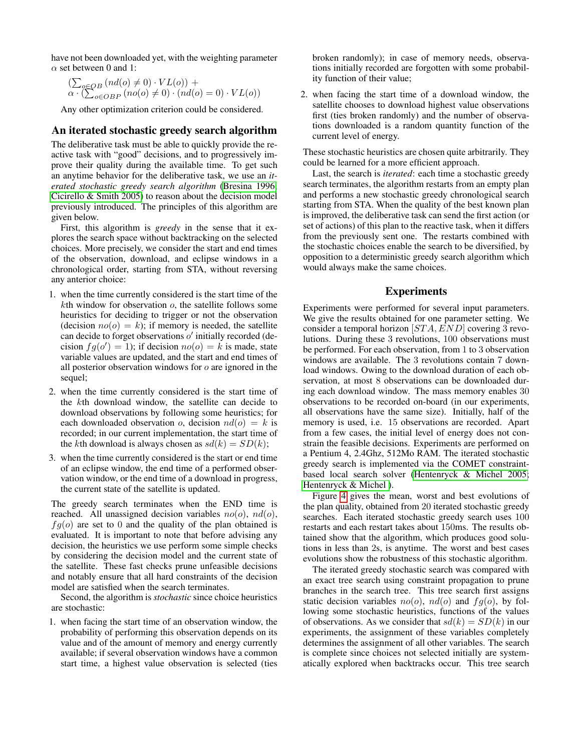have not been downloaded yet, with the weighting parameter $\alpha$ set between 0 and 1:

$$(\sum_{o \in OB} (nd(o) \neq 0) \cdot VL(o)) + \alpha \cdot (\sum_{o \in OBP} (no(o) \neq 0) \cdot (nd(o) = 0) \cdot VL(o))$$

Any other optimization criterion could be considered.

## An iterated stochastic greedy search algorithm

The deliberative task must be able to quickly provide the reactive task with "good" decisions, and to progressively improve their quality during the available time. To get such an anytime behavior for the deliberative task, we use an *iterated stochastic greedy search algorithm* (Bresina 1996; Cicirello & Smith 2005) to reason about the decision model previously introduced. The principles of this algorithm are given below.

First, this algorithm is *greedy* in the sense that it explores the search space without backtracking on the selected choices. More precisely, we consider the start and end times of the observation, download, and eclipse windows in a chronological order, starting from STA, without reversing any anterior choice:

1. when the time currently considered is the start time of the $k$th window for observation $o$, the satellite follows some heuristics for deciding to trigger or not the observation (decision $no(o) = k$); if memory is needed, the satellite can decide to forget observations $o'$ initially recorded (decision $fg(o') = 1$); if decision $no(o) = k$ is made, state variable values are updated, and the start and end times of all posterior observation windows for $o$ are ignored in the sequel;
2. when the time currently considered is the start time of the $k$th download window, the satellite can decide to download observations by following some heuristics; for each downloaded observation $o$, decision $nd(o) = k$ is recorded; in our current implementation, the start time of the $k$th download is always chosen as $sd(k) = SD(k)$;
3. when the time currently considered is the start or end time of an eclipse window, the end time of a performed observation window, or the end time of a download in progress, the current state of the satellite is updated.

The greedy search terminates when the END time is reached. All unassigned decision variables $no(o)$, $nd(o)$, $fg(o)$ are set to 0 and the quality of the plan obtained is evaluated. It is important to note that before advising any decision, the heuristics we use perform some simple checks by considering the decision model and the current state of the satellite. These fast checks prune unfeasible decisions and notably ensure that all hard constraints of the decision model are satisfied when the search terminates.

Second, the algorithm is *stochastic* since choice heuristics are stochastic:

1. when facing the start time of an observation window, the probability of performing this observation depends on its value and of the amount of memory and energy currently available; if several observation windows have a common start time, a highest value observation is selected (ties broken randomly); in case of memory needs, observations initially recorded are forgotten with some probability function of their value;
2. when facing the start time of a download window, the satellite chooses to download highest value observations first (ties broken randomly) and the number of observations downloaded is a random quantity function of the current level of energy.

These stochastic heuristics are chosen quite arbitrarily. They could be learned for a more efficient approach.

Last, the search is *iterated*: each time a stochastic greedy search terminates, the algorithm restarts from an empty plan and performs a new stochastic greedy chronological search starting from STA. When the quality of the best known plan is improved, the deliberative task can send the first action (or set of actions) of this plan to the reactive task, when it differs from the previously sent one. The restarts combined with the stochastic choices enable the search to be diversified, by opposition to a deterministic greedy search algorithm which would always make the same choices.

## Experiments

Experiments were performed for several input parameters. We give the results obtained for one parameter setting. We consider a temporal horizon $[STA, END]$ covering 3 revolutions. During these 3 revolutions, 100 observations must be performed. For each observation, from 1 to 3 observation windows are available. The 3 revolutions contain 7 download windows. Owing to the download duration of each observation, at most 8 observations can be downloaded during each download window. The mass memory enables 30 observations to be recorded on-board (in our experiments, all observations have the same size). Initially, half of the memory is used, i.e. 15 observations are recorded. Apart from a few cases, the initial level of energy does not constrain the feasible decisions. Experiments are performed on a Pentium 4, 2.4Ghz, 512Mo RAM. The iterated stochastic greedy search is implemented via the COMET constraint-based local search solver (Hentenryck & Michel 2005; Hentenryck & Michel ).

Figure 4 gives the mean, worst and best evolutions of the plan quality, obtained from 20 iterated stochastic greedy searches. Each iterated stochastic greedy search uses 100 restarts and each restart takes about 150ms. The results obtained show that the algorithm, which produces good solutions in less than 2s, is anytime. The worst and best cases evolutions show the robustness of this stochastic algorithm.

The iterated greedy stochastic search was compared with an exact tree search using constraint propagation to prune branches in the search tree. This tree search first assigns static decision variables $no(o)$, $nd(o)$ and $fg(o)$, by following some stochastic heuristics, functions of the values of observations. As we consider that $sd(k) = SD(k)$ in our experiments, the assignment of these variables completely determines the assignment of all other variables. The search is complete since choices not selected initially are systematically explored when backtracks occur. This tree search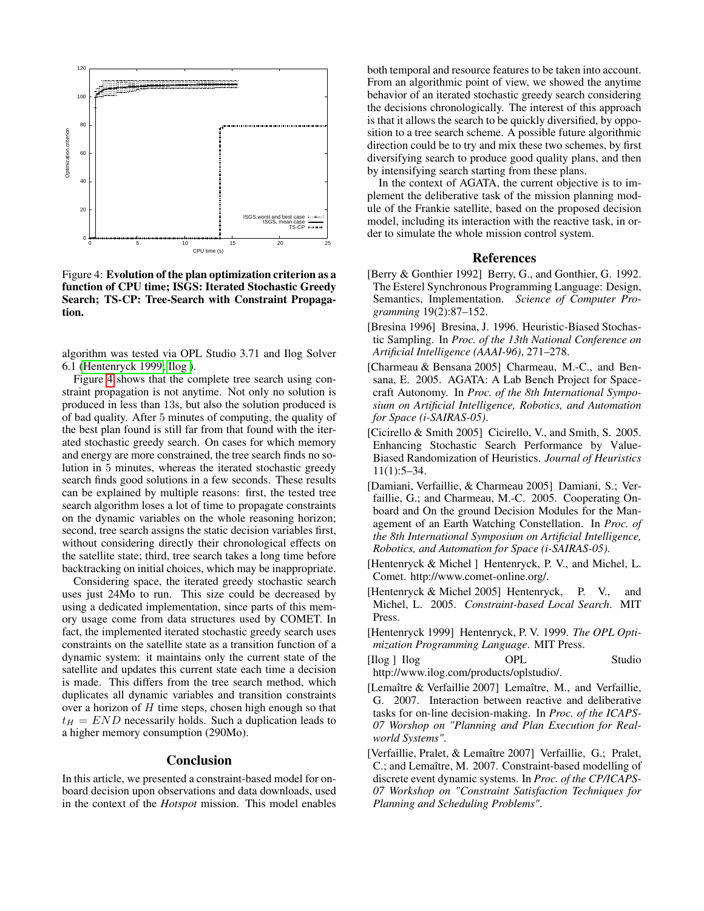120

100

80

60

40

20

0

0 5 10 15 20 25

Optimization criterion

CPU time (s)

ISGS,worst and best case

ISGS, mean case

TS-CP

Figure 4: **Evolution of the plan optimization criterion as a function of CPU time; ISGS: Iterated Stochastic Greedy Search; TS-CP: Tree-Search with Constraint Propagation.**

algorithm was tested via OPL Studio 3.71 and Ilog Solver 6.1 (Hentenryck 1999; Ilog ).

Figure 4 shows that the complete tree search using constraint propagation is not anytime. Not only no solution is produced in less than 13s, but also the solution produced is of bad quality. After 5 minutes of computing, the quality of the best plan found is still far from that found with the iterated stochastic greedy search. On cases for which memory and energy are more constrained, the tree search finds no solution in 5 minutes, whereas the iterated stochastic greedy search finds good solutions in a few seconds. These results can be explained by multiple reasons: first, the tested tree search algorithm loses a lot of time to propagate constraints on the dynamic variables on the whole reasoning horizon; second, tree search assigns the static decision variables first, without considering directly their chronological effects on the satellite state; third, tree search takes a long time before backtracking on initial choices, which may be inappropriate.

Considering space, the iterated greedy stochastic search uses just 24Mo to run. This size could be decreased by using a dedicated implementation, since parts of this memory usage come from data structures used by COMET. In fact, the implemented iterated stochastic greedy search uses constraints on the satellite state as a transition function of a dynamic system: it maintains only the current state of the satellite and updates this current state each time a decision is made. This differs from the tree search method, which duplicates all dynamic variables and transition constraints over a horizon of $H$ time steps, chosen high enough so that $t_H = END$ necessarily holds. Such a duplication leads to a higher memory consumption (290Mo).

## Conclusion

In this article, we presented a constraint-based model for on-board decision upon observations and data downloads, used in the context of the *Hotspot* mission. This model enables both temporal and resource features to be taken into account. From an algorithmic point of view, we showed the anytime behavior of an iterated stochastic greedy search considering the decisions chronologically. The interest of this approach is that it allows the search to be quickly diversified, by opposition to a tree search scheme. A possible future algorithmic direction could be to try and mix these two schemes, by first diversifying search to produce good quality plans, and then by intensifying search starting from these plans.

In the context of AGATA, the current objective is to implement the deliberative task of the mission planning module of the Frankie satellite, based on the proposed decision model, including its interaction with the reactive task, in order to simulate the whole mission control system.

## References

[Berry & Gonthier 1992] Berry, G., and Gonthier, G. 1992. The Esterel Synchronous Programming Language: Design, Semantics, Implementation. *Science of Computer Programming* 19(2):87–152.

[Bresina 1996] Bresina, J. 1996. Heuristic-Biased Stochastic Sampling. In *Proc. of the 13th National Conference on Artificial Intelligence (AAAI-96)*, 271–278.

[Charmeau & Bensana 2005] Charmeau, M.-C., and Bensana, E. 2005. AGATA: A Lab Bench Project for Spacecraft Autonomy. In *Proc. of the 8th International Symposium on Artificial Intelligence, Robotics, and Automation for Space (i-SAIRAS-05)*.

[Cicirello & Smith 2005] Cicirello, V., and Smith, S. 2005. Enhancing Stochastic Search Performance by Value-Biased Randomization of Heuristics. *Journal of Heuristics* 11(1):5–34.

[Damiani, Verfaillie, & Charmeau 2005] Damiani, S.; Verfaillie, G.; and Charmeau, M.-C. 2005. Cooperating On-board and On the ground Decision Modules for the Management of an Earth Watching Constellation. In *Proc. of the 8th International Symposium on Artificial Intelligence, Robotics, and Automation for Space (i-SAIRAS-05)*.

[Hentenryck & Michel ] Hentenryck, P. V., and Michel, L. Comet. http://www.comet-online.org/.

[Hentenryck & Michel 2005] Hentenryck, P. V., and Michel, L. 2005. *Constraint-based Local Search*. MIT Press.

[Hentenryck 1999] Hentenryck, P. V. 1999. *The OPL Optimization Programming Language*. MIT Press.

[Ilog ] Ilog OPL Studio http://www.ilog.com/products/oplstudio/.

[Lemaître & Verfaillie 2007] Lemaître, M., and Verfaillie, G. 2007. Interaction between reactive and deliberative tasks for on-line decision-making. In *Proc. of the ICAPS-07 Worshop on "Planning and Plan Execution for Real-world Systems"*.

[Verfaillie, Pralet, & Lemaître 2007] Verfaillie, G.; Pralet, C.; and Lemaître, M. 2007. Constraint-based modelling of discrete event dynamic systems. In *Proc. of the CP/ICAPS-07 Workshop on "Constraint Satisfaction Techniques for Planning and Scheduling Problems"*.